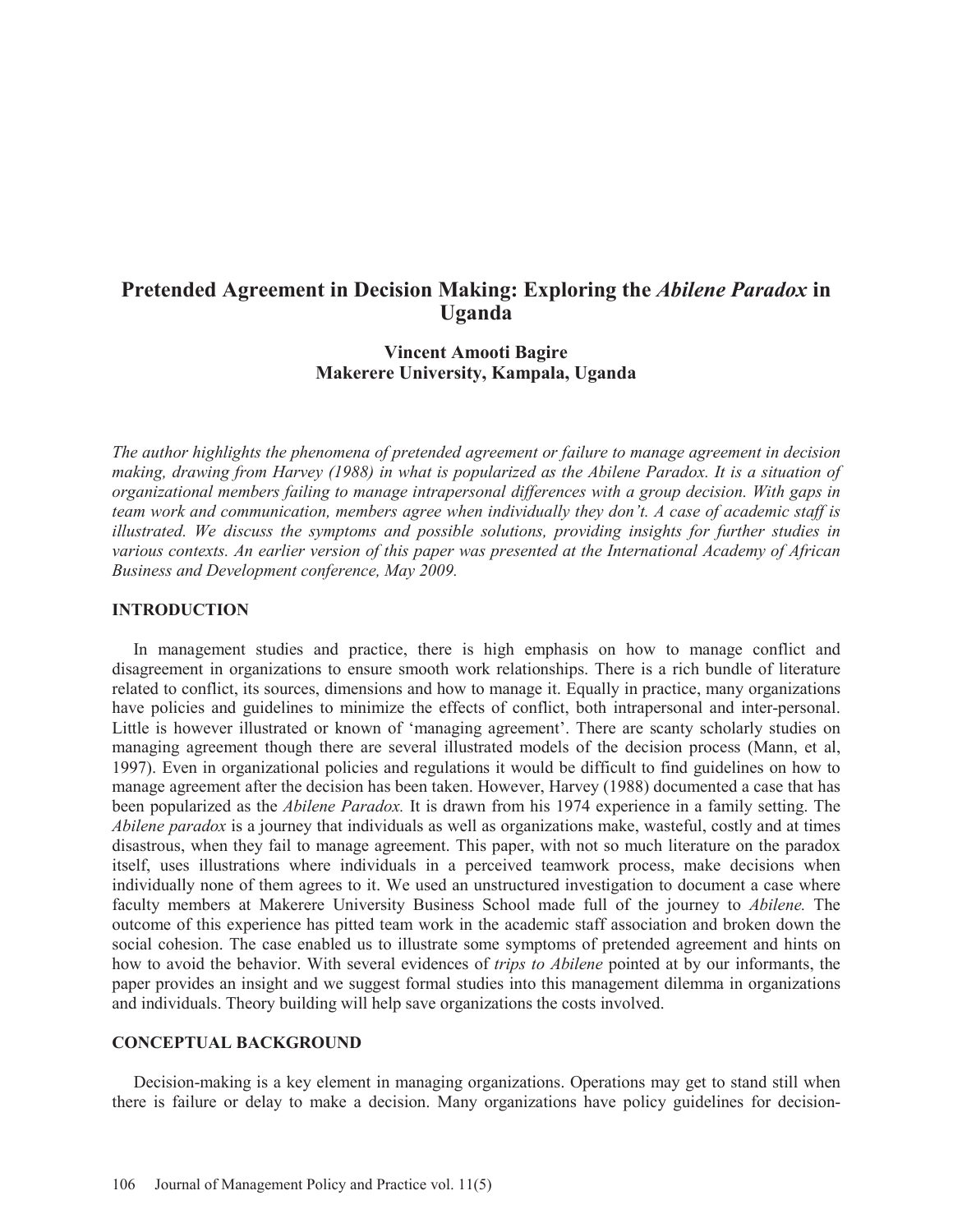# Pretended Agreement in Decision Making: Exploring the *Abilene Paradox* in Uganda

**Vincent Amooti Bagire**
**Makerere University, Kampala, Uganda**

*The author highlights the phenomena of pretended agreement or failure to manage agreement in decision making, drawing from Harvey (1988) in what is popularized as the Abilene Paradox. It is a situation of organizational members failing to manage intrapersonal differences with a group decision. With gaps in team work and communication, members agree when individually they don't. A case of academic staff is illustrated. We discuss the symptoms and possible solutions, providing insights for further studies in various contexts. An earlier version of this paper was presented at the International Academy of African Business and Development conference, May 2009.*

## INTRODUCTION

In management studies and practice, there is high emphasis on how to manage conflict and disagreement in organizations to ensure smooth work relationships. There is a rich bundle of literature related to conflict, its sources, dimensions and how to manage it. Equally in practice, many organizations have policies and guidelines to minimize the effects of conflict, both intrapersonal and inter-personal. Little is however illustrated or known of 'managing agreement'. There are scanty scholarly studies on managing agreement though there are several illustrated models of the decision process (Mann, et al, 1997). Even in organizational policies and regulations it would be difficult to find guidelines on how to manage agreement after the decision has been taken. However, Harvey (1988) documented a case that has been popularized as the *Abilene Paradox.* It is drawn from his 1974 experience in a family setting. The *Abilene paradox* is a journey that individuals as well as organizations make, wasteful, costly and at times disastrous, when they fail to manage agreement. This paper, with not so much literature on the paradox itself, uses illustrations where individuals in a perceived teamwork process, make decisions when individually none of them agrees to it. We used an unstructured investigation to document a case where faculty members at Makerere University Business School made full of the journey to *Abilene.* The outcome of this experience has pitted team work in the academic staff association and broken down the social cohesion. The case enabled us to illustrate some symptoms of pretended agreement and hints on how to avoid the behavior. With several evidences of *trips to Abilene* pointed at by our informants, the paper provides an insight and we suggest formal studies into this management dilemma in organizations and individuals. Theory building will help save organizations the costs involved.

## CONCEPTUAL BACKGROUND

Decision-making is a key element in managing organizations. Operations may get to stand still when there is failure or delay to make a decision. Many organizations have policy guidelines for decision-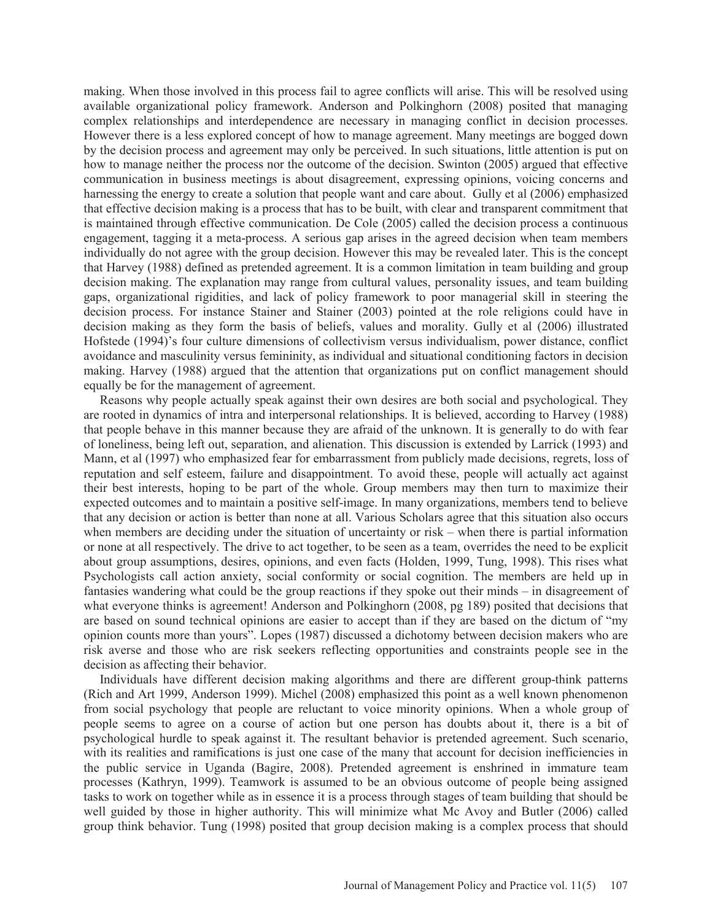making. When those involved in this process fail to agree conflicts will arise. This will be resolved using available organizational policy framework. Anderson and Polkinghorn (2008) posited that managing complex relationships and interdependence are necessary in managing conflict in decision processes. However there is a less explored concept of how to manage agreement. Many meetings are bogged down by the decision process and agreement may only be perceived. In such situations, little attention is put on how to manage neither the process nor the outcome of the decision. Swinton (2005) argued that effective communication in business meetings is about disagreement, expressing opinions, voicing concerns and harnessing the energy to create a solution that people want and care about. Gully et al (2006) emphasized that effective decision making is a process that has to be built, with clear and transparent commitment that is maintained through effective communication. De Cole (2005) called the decision process a continuous engagement, tagging it a meta-process. A serious gap arises in the agreed decision when team members individually do not agree with the group decision. However this may be revealed later. This is the concept that Harvey (1988) defined as pretended agreement. It is a common limitation in team building and group decision making. The explanation may range from cultural values, personality issues, and team building gaps, organizational rigidities, and lack of policy framework to poor managerial skill in steering the decision process. For instance Stainer and Stainer (2003) pointed at the role religions could have in decision making as they form the basis of beliefs, values and morality. Gully et al (2006) illustrated Hofstede (1994)'s four culture dimensions of collectivism versus individualism, power distance, conflict avoidance and masculinity versus femininity, as individual and situational conditioning factors in decision making. Harvey (1988) argued that the attention that organizations put on conflict management should equally be for the management of agreement.

Reasons why people actually speak against their own desires are both social and psychological. They are rooted in dynamics of intra and interpersonal relationships. It is believed, according to Harvey (1988) that people behave in this manner because they are afraid of the unknown. It is generally to do with fear of loneliness, being left out, separation, and alienation. This discussion is extended by Larrick (1993) and Mann, et al (1997) who emphasized fear for embarrassment from publicly made decisions, regrets, loss of reputation and self esteem, failure and disappointment. To avoid these, people will actually act against their best interests, hoping to be part of the whole. Group members may then turn to maximize their expected outcomes and to maintain a positive self-image. In many organizations, members tend to believe that any decision or action is better than none at all. Various Scholars agree that this situation also occurs when members are deciding under the situation of uncertainty or risk – when there is partial information or none at all respectively. The drive to act together, to be seen as a team, overrides the need to be explicit about group assumptions, desires, opinions, and even facts (Holden, 1999, Tung, 1998). This rises what Psychologists call action anxiety, social conformity or social cognition. The members are held up in fantasies wandering what could be the group reactions if they spoke out their minds – in disagreement of what everyone thinks is agreement! Anderson and Polkinghorn (2008, pg 189) posited that decisions that are based on sound technical opinions are easier to accept than if they are based on the dictum of "my opinion counts more than yours". Lopes (1987) discussed a dichotomy between decision makers who are risk averse and those who are risk seekers reflecting opportunities and constraints people see in the decision as affecting their behavior.

Individuals have different decision making algorithms and there are different group-think patterns (Rich and Art 1999, Anderson 1999). Michel (2008) emphasized this point as a well known phenomenon from social psychology that people are reluctant to voice minority opinions. When a whole group of people seems to agree on a course of action but one person has doubts about it, there is a bit of psychological hurdle to speak against it. The resultant behavior is pretended agreement. Such scenario, with its realities and ramifications is just one case of the many that account for decision inefficiencies in the public service in Uganda (Bagire, 2008). Pretended agreement is enshrined in immature team processes (Kathryn, 1999). Teamwork is assumed to be an obvious outcome of people being assigned tasks to work on together while as in essence it is a process through stages of team building that should be well guided by those in higher authority. This will minimize what Mc Avoy and Butler (2006) called group think behavior. Tung (1998) posited that group decision making is a complex process that should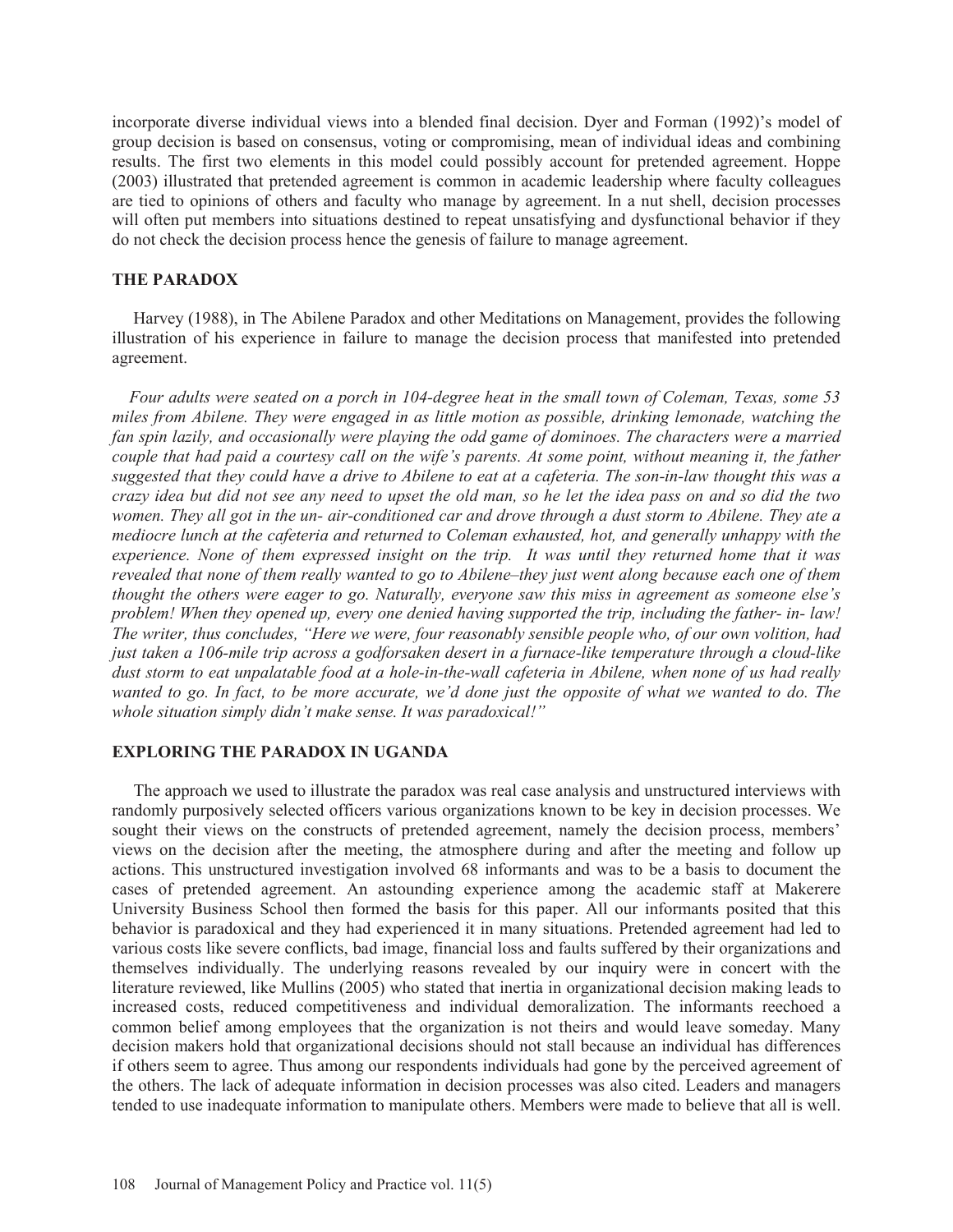incorporate diverse individual views into a blended final decision. Dyer and Forman (1992)'s model of group decision is based on consensus, voting or compromising, mean of individual ideas and combining results. The first two elements in this model could possibly account for pretended agreement. Hoppe (2003) illustrated that pretended agreement is common in academic leadership where faculty colleagues are tied to opinions of others and faculty who manage by agreement. In a nut shell, decision processes will often put members into situations destined to repeat unsatisfying and dysfunctional behavior if they do not check the decision process hence the genesis of failure to manage agreement.

## THE PARADOX

Harvey (1988), in The Abilene Paradox and other Meditations on Management, provides the following illustration of his experience in failure to manage the decision process that manifested into pretended agreement.

*Four adults were seated on a porch in 104-degree heat in the small town of Coleman, Texas, some 53 miles from Abilene. They were engaged in as little motion as possible, drinking lemonade, watching the fan spin lazily, and occasionally were playing the odd game of dominoes. The characters were a married couple that had paid a courtesy call on the wife's parents. At some point, without meaning it, the father suggested that they could have a drive to Abilene to eat at a cafeteria. The son-in-law thought this was a crazy idea but did not see any need to upset the old man, so he let the idea pass on and so did the two women. They all got in the un- air-conditioned car and drove through a dust storm to Abilene. They ate a mediocre lunch at the cafeteria and returned to Coleman exhausted, hot, and generally unhappy with the experience. None of them expressed insight on the trip. It was until they returned home that it was revealed that none of them really wanted to go to Abilene–they just went along because each one of them thought the others were eager to go. Naturally, everyone saw this miss in agreement as someone else's problem! When they opened up, every one denied having supported the trip, including the father- in- law! The writer, thus concludes, "Here we were, four reasonably sensible people who, of our own volition, had just taken a 106-mile trip across a godforsaken desert in a furnace-like temperature through a cloud-like dust storm to eat unpalatable food at a hole-in-the-wall cafeteria in Abilene, when none of us had really wanted to go. In fact, to be more accurate, we'd done just the opposite of what we wanted to do. The whole situation simply didn't make sense. It was paradoxical!"*

## EXPLORING THE PARADOX IN UGANDA

The approach we used to illustrate the paradox was real case analysis and unstructured interviews with randomly purposively selected officers various organizations known to be key in decision processes. We sought their views on the constructs of pretended agreement, namely the decision process, members' views on the decision after the meeting, the atmosphere during and after the meeting and follow up actions. This unstructured investigation involved 68 informants and was to be a basis to document the cases of pretended agreement. An astounding experience among the academic staff at Makerere University Business School then formed the basis for this paper. All our informants posited that this behavior is paradoxical and they had experienced it in many situations. Pretended agreement had led to various costs like severe conflicts, bad image, financial loss and faults suffered by their organizations and themselves individually. The underlying reasons revealed by our inquiry were in concert with the literature reviewed, like Mullins (2005) who stated that inertia in organizational decision making leads to increased costs, reduced competitiveness and individual demoralization. The informants reechoed a common belief among employees that the organization is not theirs and would leave someday. Many decision makers hold that organizational decisions should not stall because an individual has differences if others seem to agree. Thus among our respondents individuals had gone by the perceived agreement of the others. The lack of adequate information in decision processes was also cited. Leaders and managers tended to use inadequate information to manipulate others. Members were made to believe that all is well.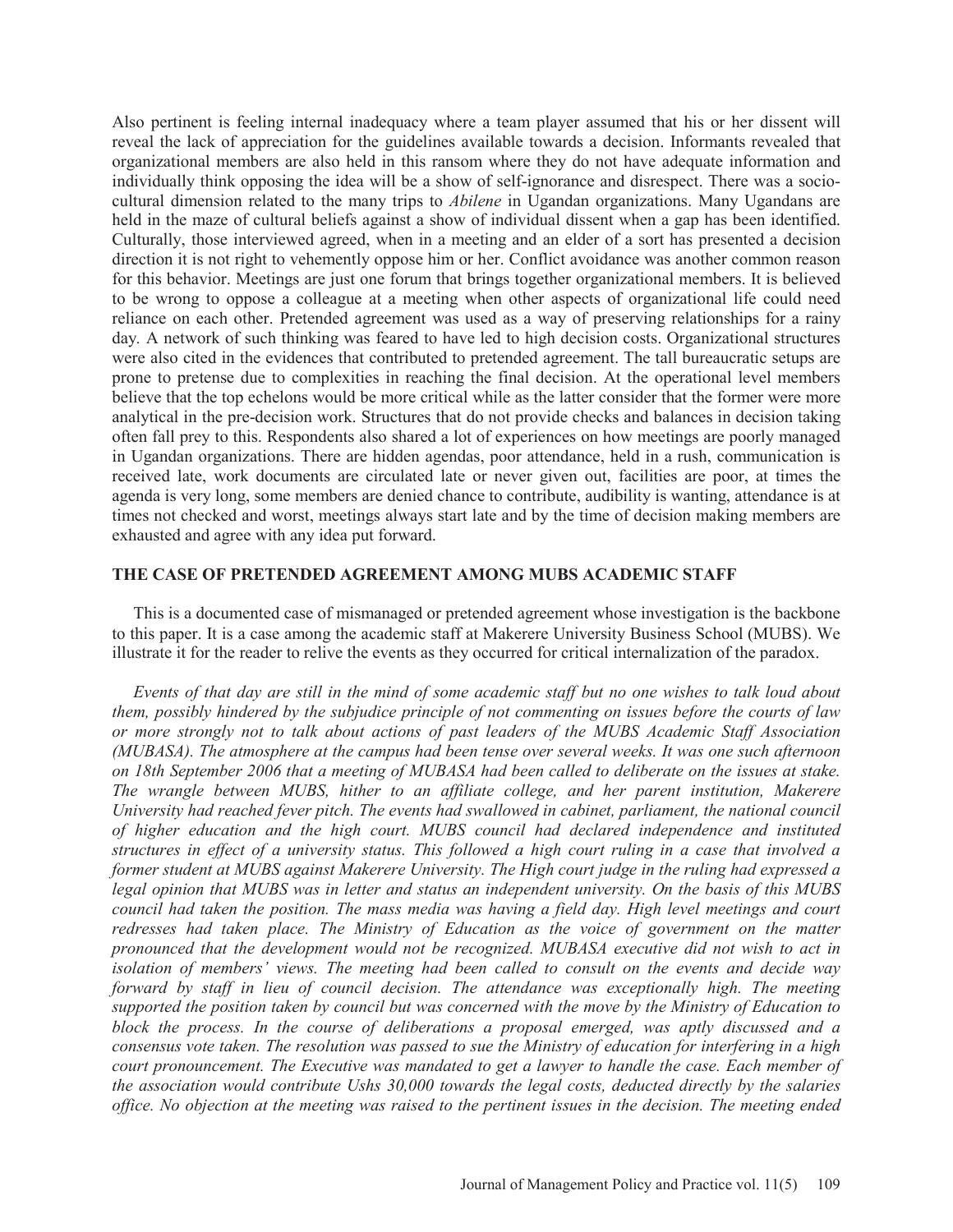Also pertinent is feeling internal inadequacy where a team player assumed that his or her dissent will reveal the lack of appreciation for the guidelines available towards a decision. Informants revealed that organizational members are also held in this ransom where they do not have adequate information and individually think opposing the idea will be a show of self-ignorance and disrespect. There was a socio-cultural dimension related to the many trips to *Abilene* in Ugandan organizations. Many Ugandans are held in the maze of cultural beliefs against a show of individual dissent when a gap has been identified. Culturally, those interviewed agreed, when in a meeting and an elder of a sort has presented a decision direction it is not right to vehemently oppose him or her. Conflict avoidance was another common reason for this behavior. Meetings are just one forum that brings together organizational members. It is believed to be wrong to oppose a colleague at a meeting when other aspects of organizational life could need reliance on each other. Pretended agreement was used as a way of preserving relationships for a rainy day. A network of such thinking was feared to have led to high decision costs. Organizational structures were also cited in the evidences that contributed to pretended agreement. The tall bureaucratic setups are prone to pretense due to complexities in reaching the final decision. At the operational level members believe that the top echelons would be more critical while as the latter consider that the former were more analytical in the pre-decision work. Structures that do not provide checks and balances in decision taking often fall prey to this. Respondents also shared a lot of experiences on how meetings are poorly managed in Ugandan organizations. There are hidden agendas, poor attendance, held in a rush, communication is received late, work documents are circulated late or never given out, facilities are poor, at times the agenda is very long, some members are denied chance to contribute, audibility is wanting, attendance is at times not checked and worst, meetings always start late and by the time of decision making members are exhausted and agree with any idea put forward.

## THE CASE OF PRETENDED AGREEMENT AMONG MUBS ACADEMIC STAFF

This is a documented case of mismanaged or pretended agreement whose investigation is the backbone to this paper. It is a case among the academic staff at Makerere University Business School (MUBS). We illustrate it for the reader to relive the events as they occurred for critical internalization of the paradox.

*Events of that day are still in the mind of some academic staff but no one wishes to talk loud about them, possibly hindered by the subjudice principle of not commenting on issues before the courts of law or more strongly not to talk about actions of past leaders of the MUBS Academic Staff Association (MUBASA). The atmosphere at the campus had been tense over several weeks. It was one such afternoon on 18th September 2006 that a meeting of MUBASA had been called to deliberate on the issues at stake. The wrangle between MUBS, hither to an affiliate college, and her parent institution, Makerere University had reached fever pitch. The events had swallowed in cabinet, parliament, the national council of higher education and the high court. MUBS council had declared independence and instituted structures in effect of a university status. This followed a high court ruling in a case that involved a former student at MUBS against Makerere University. The High court judge in the ruling had expressed a legal opinion that MUBS was in letter and status an independent university. On the basis of this MUBS council had taken the position. The mass media was having a field day. High level meetings and court redresses had taken place. The Ministry of Education as the voice of government on the matter pronounced that the development would not be recognized. MUBASA executive did not wish to act in isolation of members' views. The meeting had been called to consult on the events and decide way forward by staff in lieu of council decision. The attendance was exceptionally high. The meeting supported the position taken by council but was concerned with the move by the Ministry of Education to block the process. In the course of deliberations a proposal emerged, was aptly discussed and a consensus vote taken. The resolution was passed to sue the Ministry of education for interfering in a high court pronouncement. The Executive was mandated to get a lawyer to handle the case. Each member of the association would contribute Ushs 30,000 towards the legal costs, deducted directly by the salaries office. No objection at the meeting was raised to the pertinent issues in the decision. The meeting ended*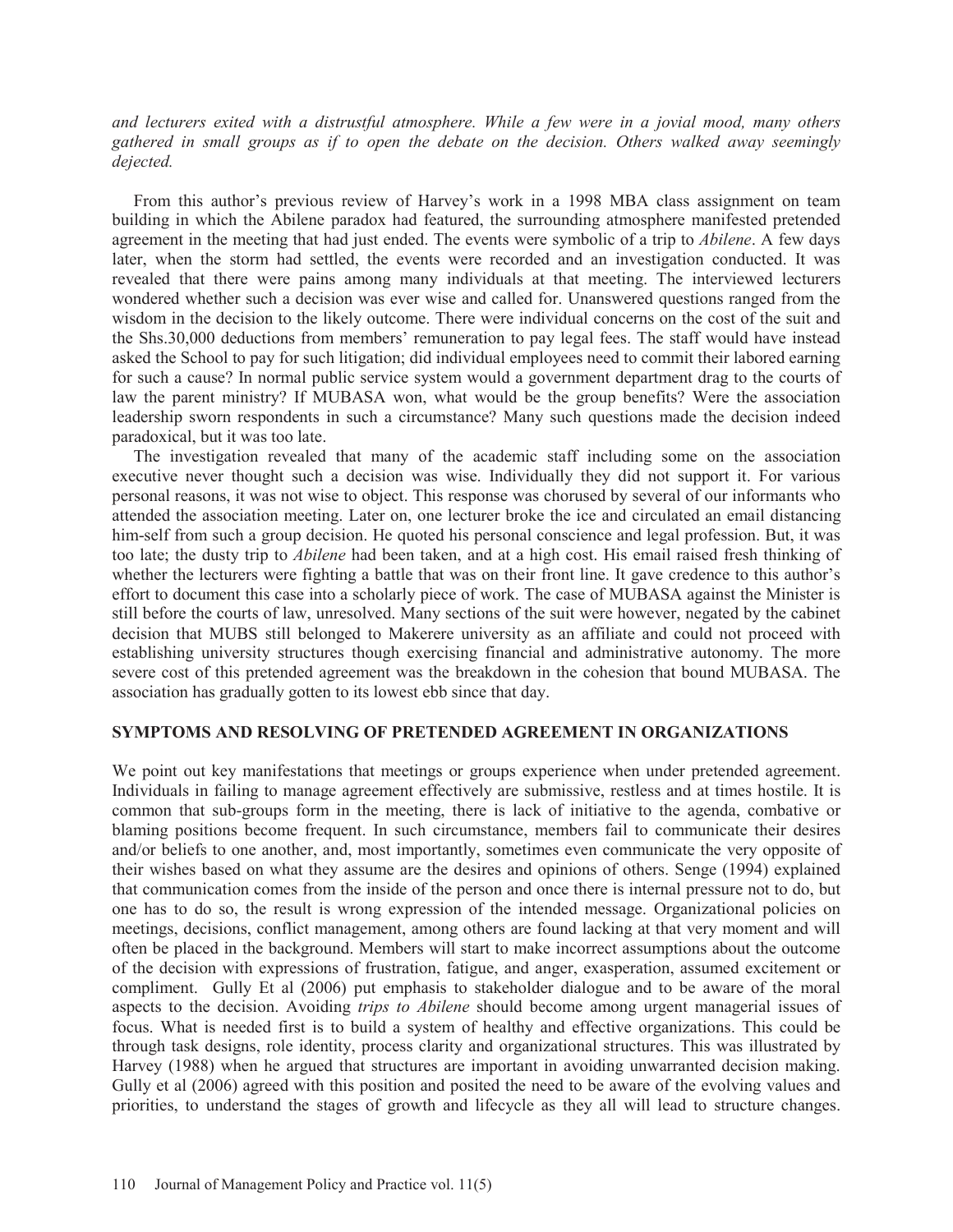*and lecturers exited with a distrustful atmosphere. While a few were in a jovial mood, many others gathered in small groups as if to open the debate on the decision. Others walked away seemingly dejected.*

From this author's previous review of Harvey's work in a 1998 MBA class assignment on team building in which the Abilene paradox had featured, the surrounding atmosphere manifested pretended agreement in the meeting that had just ended. The events were symbolic of a trip to *Abilene*. A few days later, when the storm had settled, the events were recorded and an investigation conducted. It was revealed that there were pains among many individuals at that meeting. The interviewed lecturers wondered whether such a decision was ever wise and called for. Unanswered questions ranged from the wisdom in the decision to the likely outcome. There were individual concerns on the cost of the suit and the Shs.30,000 deductions from members' remuneration to pay legal fees. The staff would have instead asked the School to pay for such litigation; did individual employees need to commit their labored earning for such a cause? In normal public service system would a government department drag to the courts of law the parent ministry? If MUBASA won, what would be the group benefits? Were the association leadership sworn respondents in such a circumstance? Many such questions made the decision indeed paradoxical, but it was too late.

The investigation revealed that many of the academic staff including some on the association executive never thought such a decision was wise. Individually they did not support it. For various personal reasons, it was not wise to object. This response was chorused by several of our informants who attended the association meeting. Later on, one lecturer broke the ice and circulated an email distancing him-self from such a group decision. He quoted his personal conscience and legal profession. But, it was too late; the dusty trip to *Abilene* had been taken, and at a high cost. His email raised fresh thinking of whether the lecturers were fighting a battle that was on their front line. It gave credence to this author's effort to document this case into a scholarly piece of work. The case of MUBASA against the Minister is still before the courts of law, unresolved. Many sections of the suit were however, negated by the cabinet decision that MUBS still belonged to Makerere university as an affiliate and could not proceed with establishing university structures though exercising financial and administrative autonomy. The more severe cost of this pretended agreement was the breakdown in the cohesion that bound MUBASA. The association has gradually gotten to its lowest ebb since that day.

## SYMPTOMS AND RESOLVING OF PRETENDED AGREEMENT IN ORGANIZATIONS

We point out key manifestations that meetings or groups experience when under pretended agreement. Individuals in failing to manage agreement effectively are submissive, restless and at times hostile. It is common that sub-groups form in the meeting, there is lack of initiative to the agenda, combative or blaming positions become frequent. In such circumstance, members fail to communicate their desires and/or beliefs to one another, and, most importantly, sometimes even communicate the very opposite of their wishes based on what they assume are the desires and opinions of others. Senge (1994) explained that communication comes from the inside of the person and once there is internal pressure not to do, but one has to do so, the result is wrong expression of the intended message. Organizational policies on meetings, decisions, conflict management, among others are found lacking at that very moment and will often be placed in the background. Members will start to make incorrect assumptions about the outcome of the decision with expressions of frustration, fatigue, and anger, exasperation, assumed excitement or compliment. Gully Et al (2006) put emphasis to stakeholder dialogue and to be aware of the moral aspects to the decision. Avoiding *trips to Abilene* should become among urgent managerial issues of focus. What is needed first is to build a system of healthy and effective organizations. This could be through task designs, role identity, process clarity and organizational structures. This was illustrated by Harvey (1988) when he argued that structures are important in avoiding unwarranted decision making. Gully et al (2006) agreed with this position and posited the need to be aware of the evolving values and priorities, to understand the stages of growth and lifecycle as they all will lead to structure changes.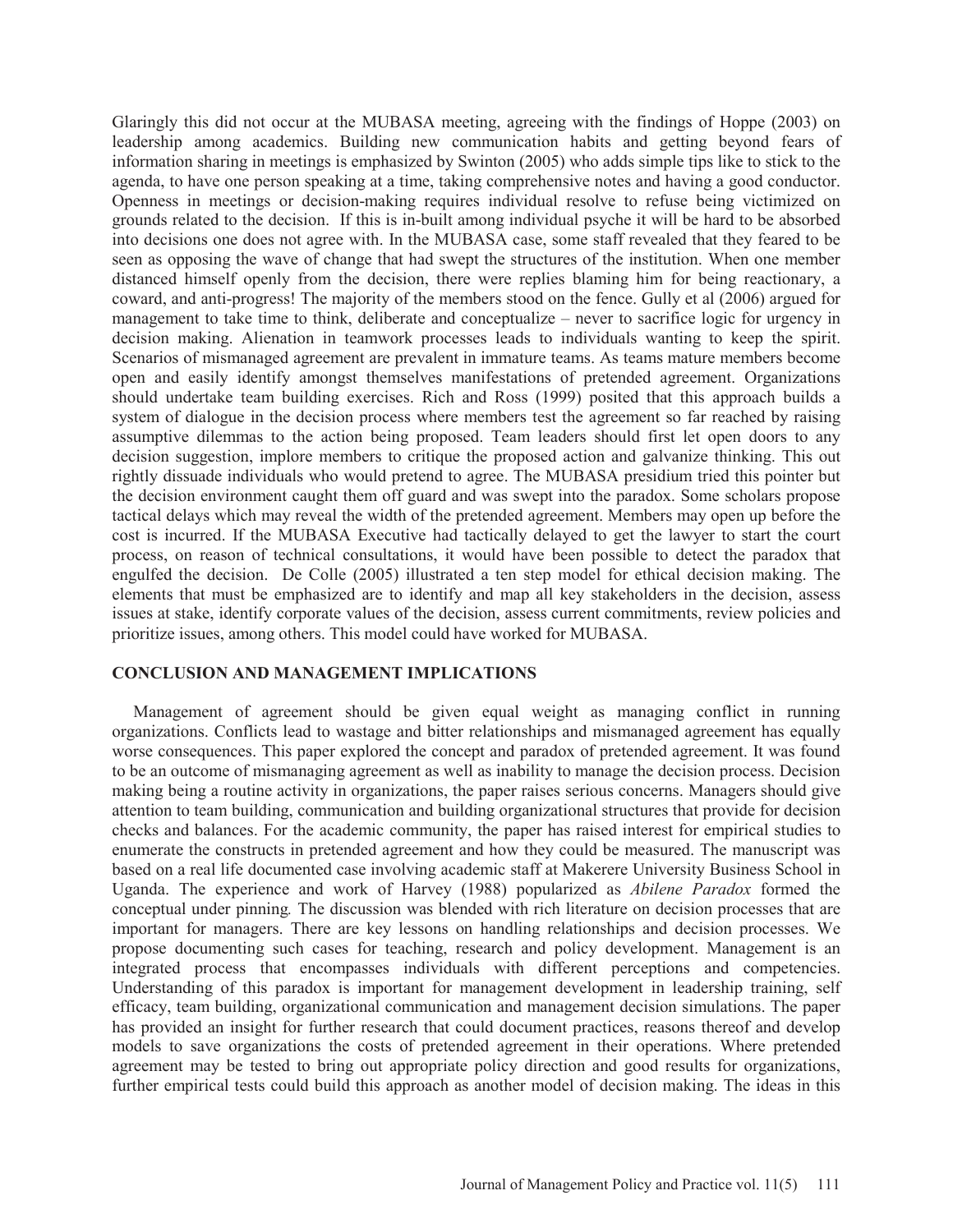Glaringly this did not occur at the MUBASA meeting, agreeing with the findings of Hoppe (2003) on leadership among academics. Building new communication habits and getting beyond fears of information sharing in meetings is emphasized by Swinton (2005) who adds simple tips like to stick to the agenda, to have one person speaking at a time, taking comprehensive notes and having a good conductor. Openness in meetings or decision-making requires individual resolve to refuse being victimized on grounds related to the decision. If this is in-built among individual psyche it will be hard to be absorbed into decisions one does not agree with. In the MUBASA case, some staff revealed that they feared to be seen as opposing the wave of change that had swept the structures of the institution. When one member distanced himself openly from the decision, there were replies blaming him for being reactionary, a coward, and anti-progress! The majority of the members stood on the fence. Gully et al (2006) argued for management to take time to think, deliberate and conceptualize – never to sacrifice logic for urgency in decision making. Alienation in teamwork processes leads to individuals wanting to keep the spirit. Scenarios of mismanaged agreement are prevalent in immature teams. As teams mature members become open and easily identify amongst themselves manifestations of pretended agreement. Organizations should undertake team building exercises. Rich and Ross (1999) posited that this approach builds a system of dialogue in the decision process where members test the agreement so far reached by raising assumptive dilemmas to the action being proposed. Team leaders should first let open doors to any decision suggestion, implore members to critique the proposed action and galvanize thinking. This out rightly dissuade individuals who would pretend to agree. The MUBASA presidium tried this pointer but the decision environment caught them off guard and was swept into the paradox. Some scholars propose tactical delays which may reveal the width of the pretended agreement. Members may open up before the cost is incurred. If the MUBASA Executive had tactically delayed to get the lawyer to start the court process, on reason of technical consultations, it would have been possible to detect the paradox that engulfed the decision. De Colle (2005) illustrated a ten step model for ethical decision making. The elements that must be emphasized are to identify and map all key stakeholders in the decision, assess issues at stake, identify corporate values of the decision, assess current commitments, review policies and prioritize issues, among others. This model could have worked for MUBASA.

## CONCLUSION AND MANAGEMENT IMPLICATIONS

Management of agreement should be given equal weight as managing conflict in running organizations. Conflicts lead to wastage and bitter relationships and mismanaged agreement has equally worse consequences. This paper explored the concept and paradox of pretended agreement. It was found to be an outcome of mismanaging agreement as well as inability to manage the decision process. Decision making being a routine activity in organizations, the paper raises serious concerns. Managers should give attention to team building, communication and building organizational structures that provide for decision checks and balances. For the academic community, the paper has raised interest for empirical studies to enumerate the constructs in pretended agreement and how they could be measured. The manuscript was based on a real life documented case involving academic staff at Makerere University Business School in Uganda. The experience and work of Harvey (1988) popularized as *Abilene Paradox* formed the conceptual under pinning. The discussion was blended with rich literature on decision processes that are important for managers. There are key lessons on handling relationships and decision processes. We propose documenting such cases for teaching, research and policy development. Management is an integrated process that encompasses individuals with different perceptions and competencies. Understanding of this paradox is important for management development in leadership training, self efficacy, team building, organizational communication and management decision simulations. The paper has provided an insight for further research that could document practices, reasons thereof and develop models to save organizations the costs of pretended agreement in their operations. Where pretended agreement may be tested to bring out appropriate policy direction and good results for organizations, further empirical tests could build this approach as another model of decision making. The ideas in this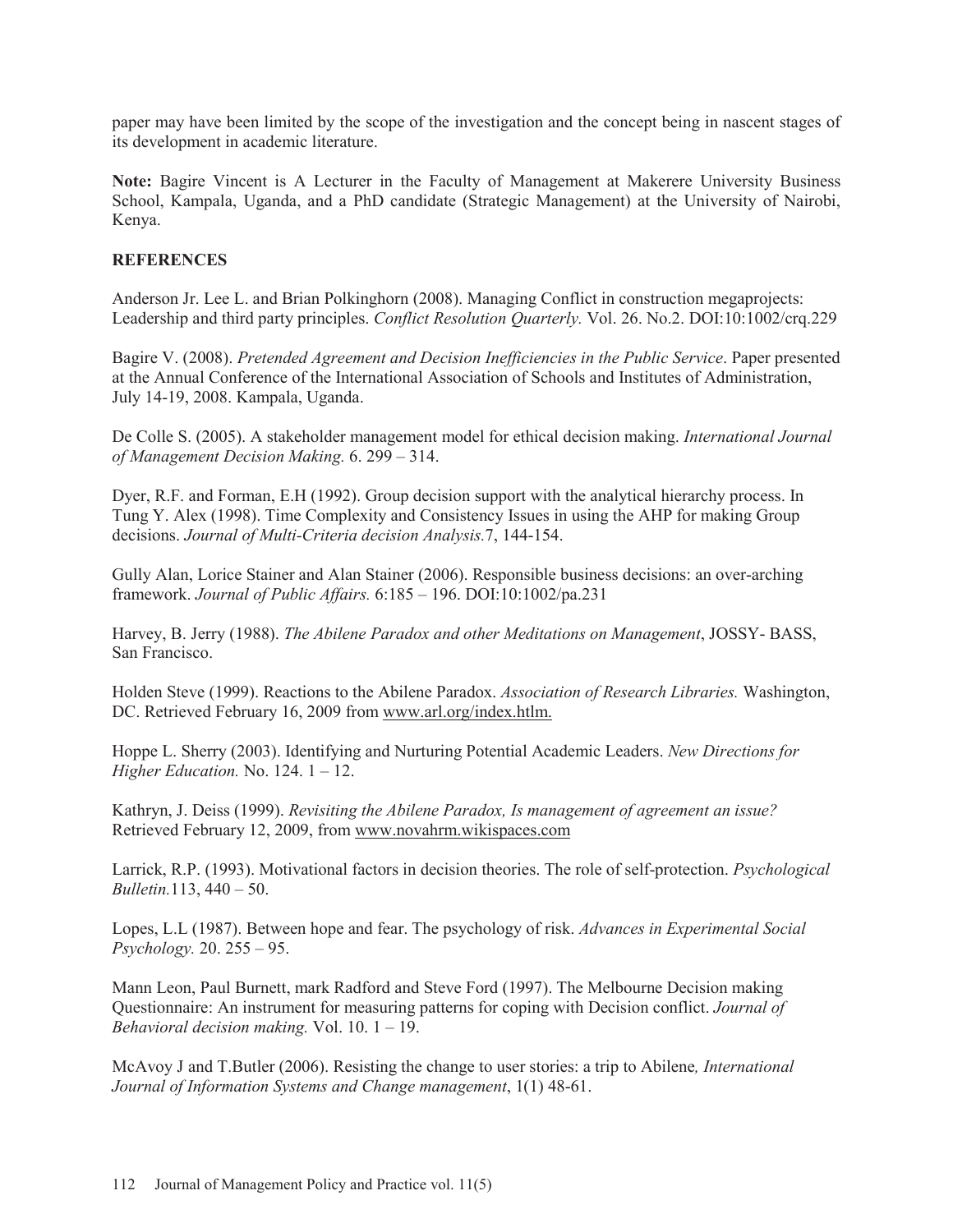paper may have been limited by the scope of the investigation and the concept being in nascent stages of its development in academic literature.

**Note:** Bagire Vincent is A Lecturer in the Faculty of Management at Makerere University Business School, Kampala, Uganda, and a PhD candidate (Strategic Management) at the University of Nairobi, Kenya.

## REFERENCES

Anderson Jr. Lee L. and Brian Polkinghorn (2008). Managing Conflict in construction megaprojects: Leadership and third party principles. *Conflict Resolution Quarterly.* Vol. 26. No.2. DOI:10:1002/crq.229

Bagire V. (2008). *Pretended Agreement and Decision Inefficiencies in the Public Service*. Paper presented at the Annual Conference of the International Association of Schools and Institutes of Administration, July 14-19, 2008. Kampala, Uganda.

De Colle S. (2005). A stakeholder management model for ethical decision making. *International Journal of Management Decision Making.* 6. 299 – 314.

Dyer, R.F. and Forman, E.H (1992). Group decision support with the analytical hierarchy process. In Tung Y. Alex (1998). Time Complexity and Consistency Issues in using the AHP for making Group decisions. *Journal of Multi-Criteria decision Analysis.*7, 144-154.

Gully Alan, Lorice Stainer and Alan Stainer (2006). Responsible business decisions: an over-arching framework. *Journal of Public Affairs.* 6:185 – 196. DOI:10:1002/pa.231

Harvey, B. Jerry (1988). *The Abilene Paradox and other Meditations on Management*, JOSSY- BASS, San Francisco.

Holden Steve (1999). Reactions to the Abilene Paradox. *Association of Research Libraries.* Washington, DC. Retrieved February 16, 2009 from www.arl.org/index.htlm.

Hoppe L. Sherry (2003). Identifying and Nurturing Potential Academic Leaders. *New Directions for Higher Education.* No. 124. 1 – 12.

Kathryn, J. Deiss (1999). *Revisiting the Abilene Paradox, Is management of agreement an issue?* Retrieved February 12, 2009, from www.novahrm.wikispaces.com

Larrick, R.P. (1993). Motivational factors in decision theories. The role of self-protection. *Psychological Bulletin.*113, 440 – 50.

Lopes, L.L (1987). Between hope and fear. The psychology of risk. *Advances in Experimental Social Psychology.* 20. 255 – 95.

Mann Leon, Paul Burnett, mark Radford and Steve Ford (1997). The Melbourne Decision making Questionnaire: An instrument for measuring patterns for coping with Decision conflict. *Journal of Behavioral decision making.* Vol. 10. 1 – 19.

McAvoy J and T.Butler (2006). Resisting the change to user stories: a trip to Abilene*, International Journal of Information Systems and Change management*, 1(1) 48-61.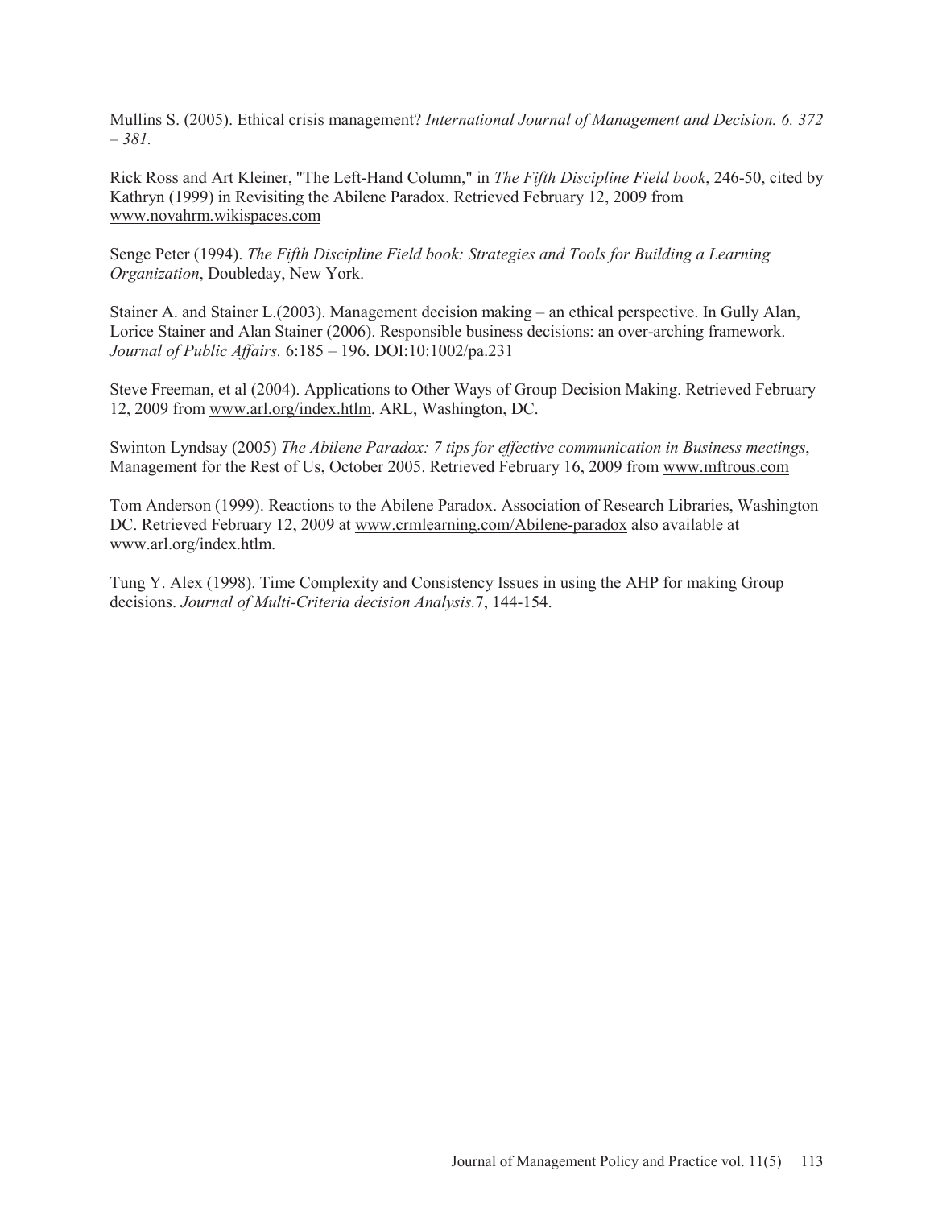Mullins S. (2005). Ethical crisis management? *International Journal of Management and Decision. 6. 372 – 381.*

Rick Ross and Art Kleiner, "The Left-Hand Column," in *The Fifth Discipline Field book*, 246-50, cited by Kathryn (1999) in Revisiting the Abilene Paradox. Retrieved February 12, 2009 from www.novahrm.wikispaces.com

Senge Peter (1994). *The Fifth Discipline Field book: Strategies and Tools for Building a Learning Organization*, Doubleday, New York.

Stainer A. and Stainer L.(2003). Management decision making – an ethical perspective. In Gully Alan, Lorice Stainer and Alan Stainer (2006). Responsible business decisions: an over-arching framework. *Journal of Public Affairs.* 6:185 – 196. DOI:10:1002/pa.231

Steve Freeman, et al (2004). Applications to Other Ways of Group Decision Making. Retrieved February 12, 2009 from www.arl.org/index.htlm. ARL, Washington, DC.

Swinton Lyndsay (2005) *The Abilene Paradox: 7 tips for effective communication in Business meetings*, Management for the Rest of Us, October 2005. Retrieved February 16, 2009 from www.mftrous.com

Tom Anderson (1999). Reactions to the Abilene Paradox. Association of Research Libraries, Washington DC. Retrieved February 12, 2009 at www.crmlearning.com/Abilene-paradox also available at www.arl.org/index.htlm.

Tung Y. Alex (1998). Time Complexity and Consistency Issues in using the AHP for making Group decisions. *Journal of Multi-Criteria decision Analysis.*7, 144-154.